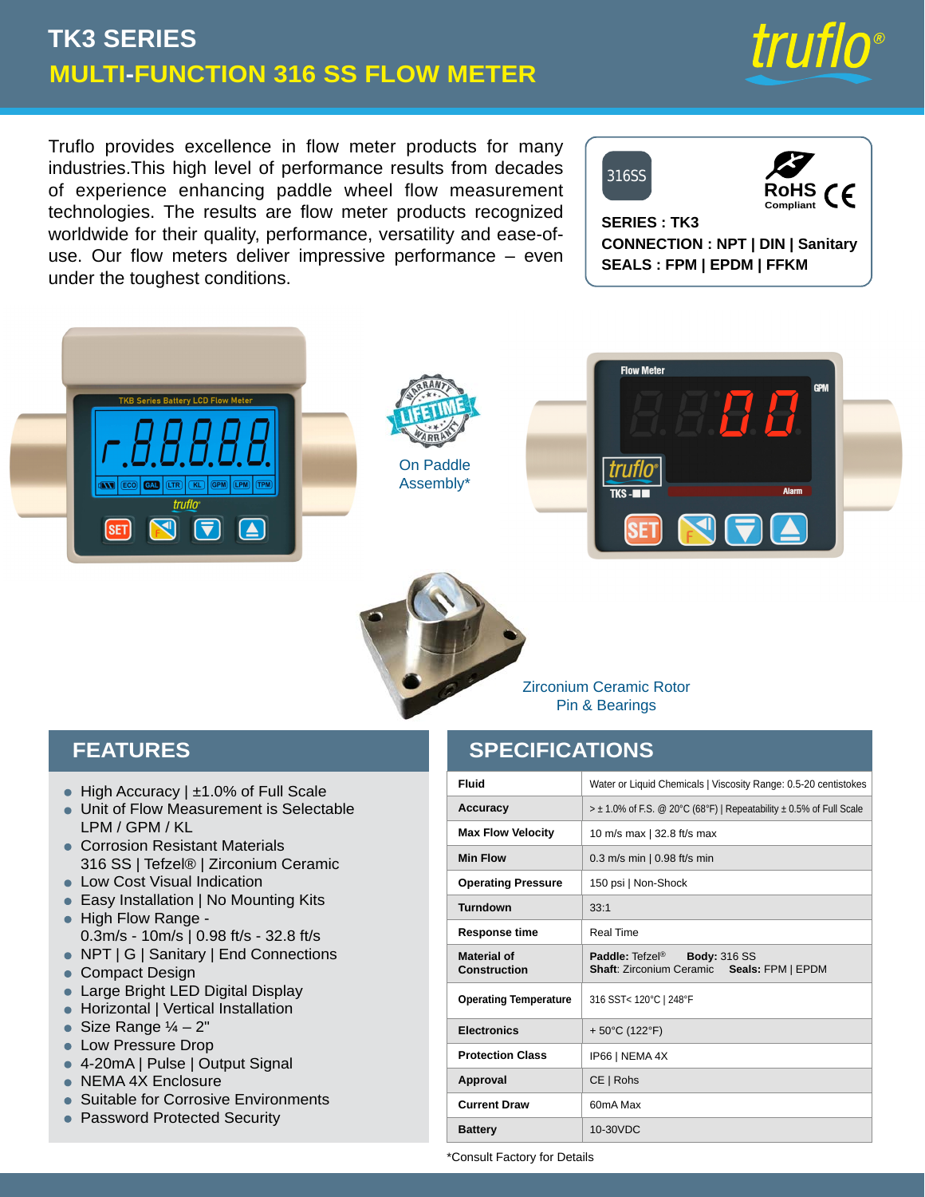# TK3 SERIES

## MULTI-FUNCTION 316 SS FLOW METER

Truflo provides excellence in flow meter products for many industries.This high level of performance results from decades of experience enhancing paddle wheel flow measurement technologies. The results are flow meter products recognized worldwide for their quality, performance, versatility and ease-of-use. Our flow meters deliver impressive performance – even under the toughest conditions.

316SS

RoHS Compliant CE

**SERIES : TK3**
**CONNECTION : NPT | DIN | Sanitary**
**SEALS : FPM | EPDM | FFKM**

LIFETIME WARRANTY

On Paddle Assembly*

Zirconium Ceramic Rotor Pin & Bearings

## FEATURES

- High Accuracy | ±1.0% of Full Scale
- Unit of Flow Measurement is Selectable LPM / GPM / KL
- Corrosion Resistant Materials 316 SS | Tefzel® | Zirconium Ceramic
- Low Cost Visual Indication
- Easy Installation | No Mounting Kits
- High Flow Range - 0.3m/s - 10m/s | 0.98 ft/s - 32.8 ft/s
- NPT | G | Sanitary | End Connections
- Compact Design
- Large Bright LED Digital Display
- Horizontal | Vertical Installation
- Size Range ¼ – 2"
- Low Pressure Drop
- 4-20mA | Pulse | Output Signal
- NEMA 4X Enclosure
- Suitable for Corrosive Environments
- Password Protected Security

## SPECIFICATIONS

| | |
|---|---|
| **Fluid** | Water or Liquid Chemicals \| Viscosity Range: 0.5-20 centistokes |
| **Accuracy** | > ± 1.0% of F.S. @ 20°C (68°F) \| Repeatability ± 0.5% of Full Scale |
| **Max Flow Velocity** | 10 m/s max \| 32.8 ft/s max |
| **Min Flow** | 0.3 m/s min \| 0.98 ft/s min |
| **Operating Pressure** | 150 psi \| Non-Shock |
| **Turndown** | 33:1 |
| **Response time** | Real Time |
| **Material of Construction** | **Paddle:** Tefzel® **Body:** 316 SS<br>**Shaft**: Zirconium Ceramic **Seals:** FPM \| EPDM |
| **Operating Temperature** | 316 SST< 120°C \| 248°F |
| **Electronics** | + 50°C (122°F) |
| **Protection Class** | IP66 \| NEMA 4X |
| **Approval** | CE \| Rohs |
| **Current Draw** | 60mA Max |
| **Battery** | 10-30VDC |

*Consult Factory for Details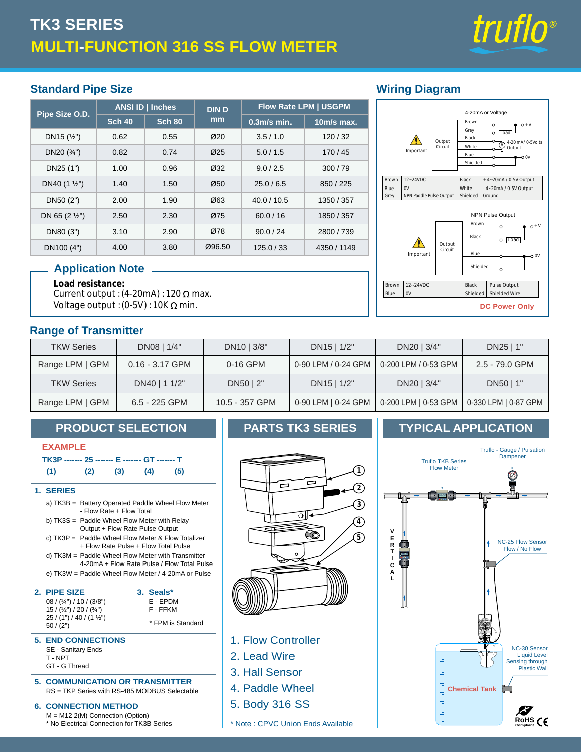# TK3 SERIES

# MULTI-FUNCTION 316 SS FLOW METER

truflo®

## Standard Pipe Size

| Pipe Size O.D. | ANSI ID \| Inches | | DIN D mm | Flow Rate LPM \| USGPM | |
|---|---|---|---|---|---|
| | Sch 40 | Sch 80 | | 0.3m/s min. | 10m/s max. |
| DN15 (½") | 0.62 | 0.55 | Ø20 | 3.5 / 1.0 | 120 / 32 |
| DN20 (¾") | 0.82 | 0.74 | Ø25 | 5.0 / 1.5 | 170 / 45 |
| DN25 (1") | 1.00 | 0.96 | Ø32 | 9.0 / 2.5 | 300 / 79 |
| DN40 (1 ½") | 1.40 | 1.50 | Ø50 | 25.0 / 6.5 | 850 / 225 |
| DN50 (2") | 2.00 | 1.90 | Ø63 | 40.0 / 10.5 | 1350 / 357 |
| DN 65 (2 ½") | 2.50 | 2.30 | Ø75 | 60.0 / 16 | 1850 / 357 |
| DN80 (3") | 3.10 | 2.90 | Ø78 | 90.0 / 24 | 2800 / 739 |
| DN100 (4") | 4.00 | 3.80 | Ø96.50 | 125.0 / 33 | 4350 / 1149 |

## Application Note

**Load resistance:**
Current output : (4-20mA) : 120 Ω max.
Voltage output : (0-5V) : 10K Ω min.

## Wiring Diagram

4-20mA or Voltage

Important
Output Circuit
Brown
Grey
Black
White
Blue
Shielded
Load
+V
4-20 mA/ 0-5Volts Output
0V

| | | | |
|---|---|---|---|
| Brown | 12~24VDC | Black | +4~20mA / 0-5V Output |
| Blue | 0V | White | - 4~20mA / 0-5V Output |
| Grey | NPN Paddle Pulse Output | Shielded | Ground |

NPN Pulse Output

Important
Output Circuit
Brown
Black
Blue
Shielded
Load
+V
0V

| | | | |
|---|---|---|---|
| Brown | 12~24VDC | Black | Pulse Output |
| Blue | 0V | Shielded | Shielded Wire |

DC Power Only

## Range of Transmitter

| TKW Series | DN08 \| 1/4" | DN10 \| 3/8" | DN15 \| 1/2" | DN20 \| 3/4" | DN25 \| 1" |
|---|---|---|---|---|---|
| Range LPM \| GPM | 0.16 - 3.17 GPM | 0-16 GPM | 0-90 LPM / 0-24 GPM | 0-200 LPM / 0-53 GPM | 2.5 - 79.0 GPM |
| TKW Series | DN40 \| 1 1/2" | DN50 \| 2" | DN15 \| 1/2" | DN20 \| 3/4" | DN50 \| 1" |
| Range LPM \| GPM | 6.5 - 225 GPM | 10.5 - 357 GPM | 0-90 LPM \| 0-24 GPM | 0-200 LPM \| 0-53 GPM | 0-330 LPM \| 0-87 GPM |

## PRODUCT SELECTION

**EXAMPLE**

TK3P ------- 25 ------- E ------- GT ------- T
(1) (2) (3) (4) (5)

### 1. SERIES

- a) TK3B = Battery Operated Paddle Wheel Flow Meter - Flow Rate + Flow Total
- b) TK3S = Paddle Wheel Flow Meter with Relay Output + Flow Rate Pulse Output
- c) TK3P = Paddle Wheel Flow Meter & Flow Totalizer + Flow Rate Pulse + Flow Total Pulse
- d) TK3M = Paddle Wheel Flow Meter with Transmitter 4-20mA + Flow Rate Pulse / Flow Total Pulse
- e) TK3W = Paddle Wheel Flow Meter / 4-20mA or Pulse

### 2. PIPE SIZE

08 / (¼") / 10 / (3/8")
15 / (½") / 20 / (¾")
25 / (1") / 40 / (1 ½")
50 / (2")

### 3. Seals*

E - EPDM
F - FFKM

* FPM is Standard

### 5. END CONNECTIONS

SE - Sanitary Ends
T - NPT
GT - G Thread

### 5. COMMUNICATION OR TRANSMITTER

RS = TKP Series with RS-485 MODBUS Selectable

### 6. CONNECTION METHOD

M = M12 2(M) Connection (Option)
* No Electrical Connection for TK3B Series

## PARTS TK3 SERIES

1. Flow Controller
2. Lead Wire
3. Hall Sensor
4. Paddle Wheel
5. Body 316 SS

* Note : CPVC Union Ends Available

## TYPICAL APPLICATION

Truflo TKB Series Flow Meter
Truflo - Gauge / Pulsation Dampener
VERTICAL
NC-25 Flow Sensor Flow / No Flow
NC-30 Sensor Liquid Level Sensing through Plastic Wall
Chemical Tank

RoHS Compliant CE